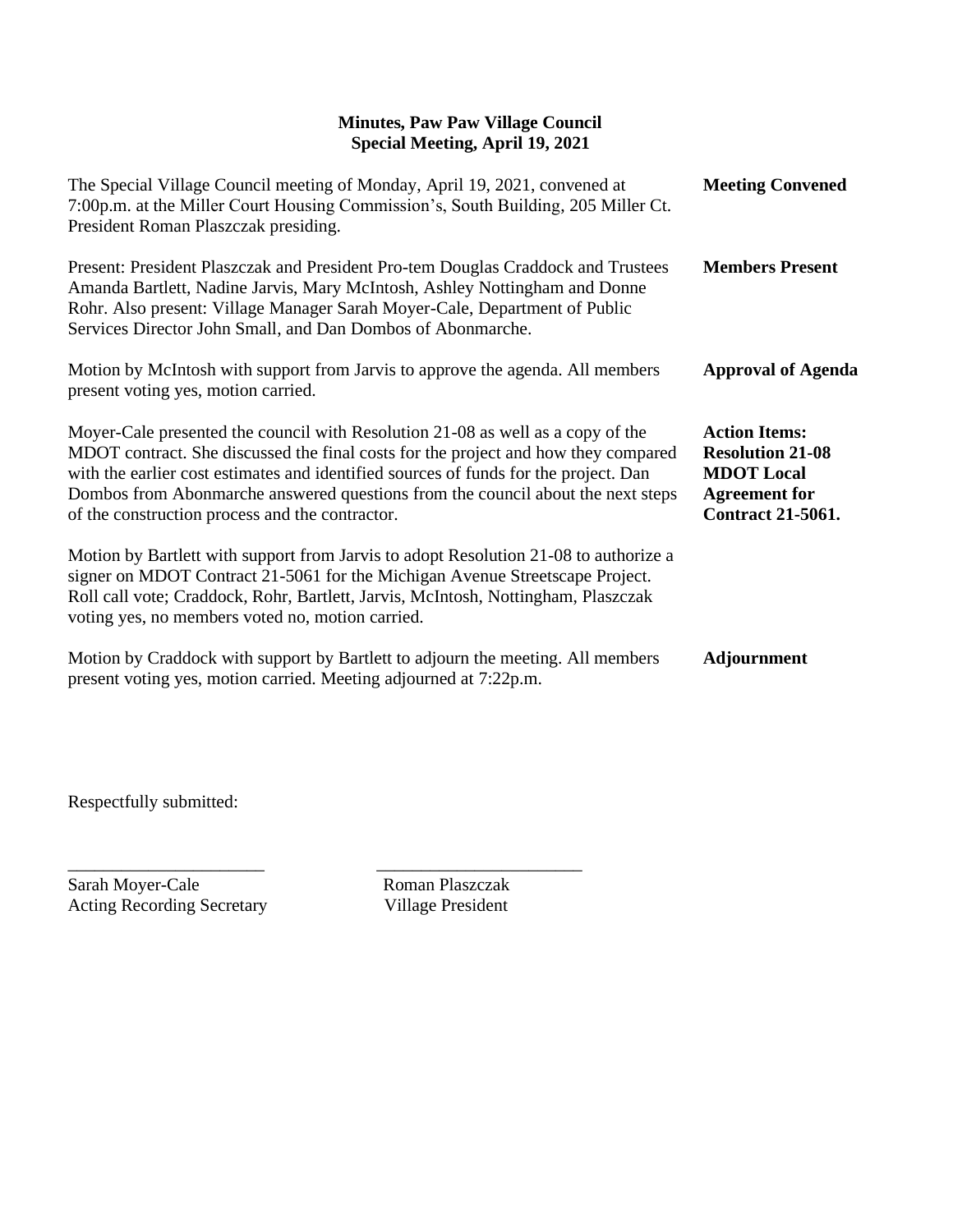# Minutes, Paw Paw Village Council
## Special Meeting, April 19, 2021

**Meeting Convened**

The Special Village Council meeting of Monday, April 19, 2021, convened at 7:00p.m. at the Miller Court Housing Commission's, South Building, 205 Miller Ct. President Roman Plaszczak presiding.

**Members Present**

Present: President Plaszczak and President Pro-tem Douglas Craddock and Trustees Amanda Bartlett, Nadine Jarvis, Mary McIntosh, Ashley Nottingham and Donne Rohr. Also present: Village Manager Sarah Moyer-Cale, Department of Public Services Director John Small, and Dan Dombos of Abonmarche.

**Approval of Agenda**

Motion by McIntosh with support from Jarvis to approve the agenda. All members present voting yes, motion carried.

**Action Items: Resolution 21-08 MDOT Local Agreement for Contract 21-5061.**

Moyer-Cale presented the council with Resolution 21-08 as well as a copy of the MDOT contract. She discussed the final costs for the project and how they compared with the earlier cost estimates and identified sources of funds for the project. Dan Dombos from Abonmarche answered questions from the council about the next steps of the construction process and the contractor.

Motion by Bartlett with support from Jarvis to adopt Resolution 21-08 to authorize a signer on MDOT Contract 21-5061 for the Michigan Avenue Streetscape Project. Roll call vote; Craddock, Rohr, Bartlett, Jarvis, McIntosh, Nottingham, Plaszczak voting yes, no members voted no, motion carried.

**Adjournment**

Motion by Craddock with support by Bartlett to adjourn the meeting. All members present voting yes, motion carried. Meeting adjourned at 7:22p.m.

Respectfully submitted:

| ______________________ | ______________________ |
|---|---|
| Sarah Moyer-Cale | Roman Plaszczak |
| Acting Recording Secretary | Village President |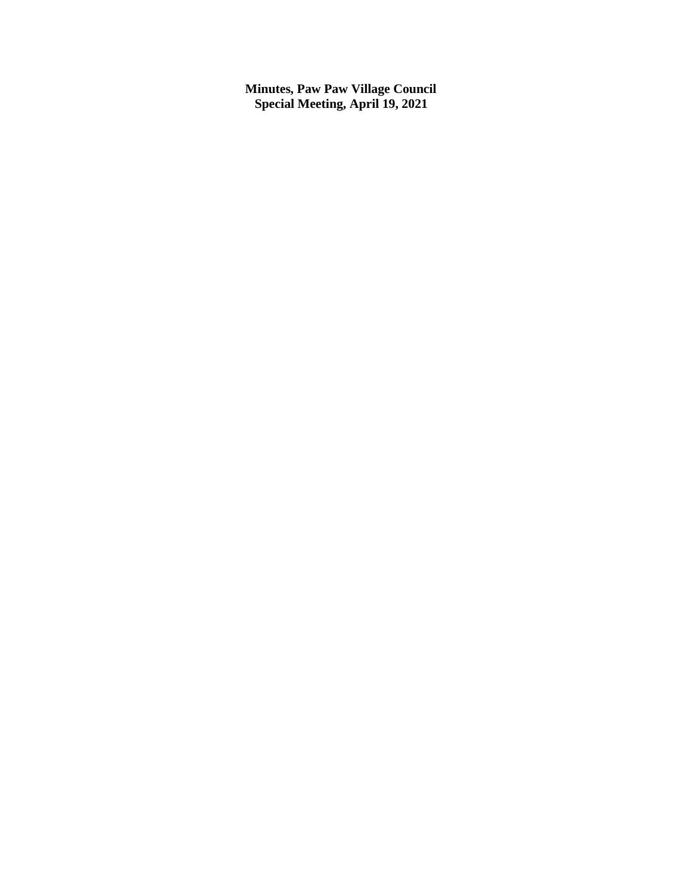**Minutes, Paw Paw Village Council**
**Special Meeting, April 19, 2021**